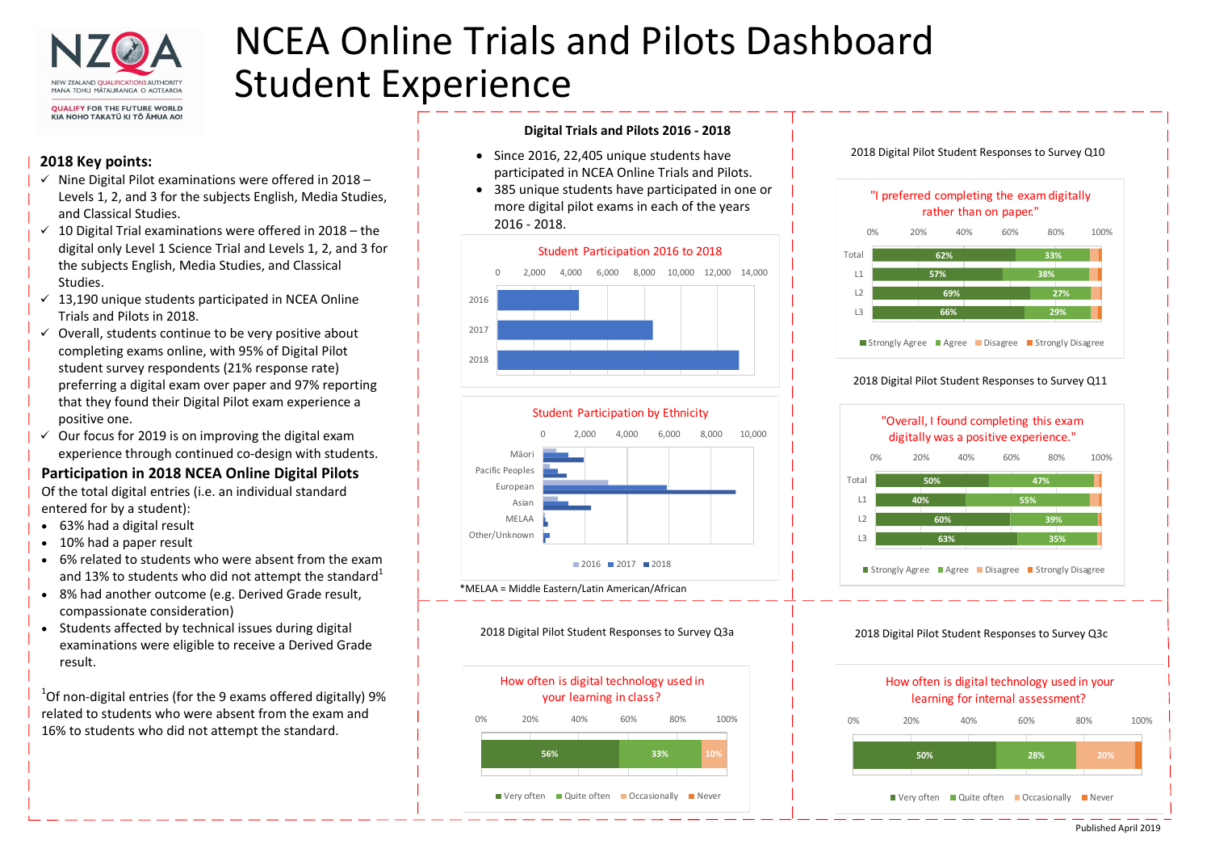# NCEA Online Trials and Pilots Dashboard Student Experience

NZQA — New Zealand Qualifications Authority, Mana Tohu Mātauranga o Aotearoa — Qualify for the future world, Kia noho takatū ki tō āmua ao!

## 2018 Key points:

- ✓ Nine Digital Pilot examinations were offered in 2018 – Levels 1, 2, and 3 for the subjects English, Media Studies, and Classical Studies.
- ✓ 10 Digital Trial examinations were offered in 2018 – the digital only Level 1 Science Trial and Levels 1, 2, and 3 for the subjects English, Media Studies, and Classical Studies.
- ✓ 13,190 unique students participated in NCEA Online Trials and Pilots in 2018.
- ✓ Overall, students continue to be very positive about completing exams online, with 95% of Digital Pilot student survey respondents (21% response rate) preferring a digital exam over paper and 97% reporting that they found their Digital Pilot exam experience a positive one.
- ✓ Our focus for 2019 is on improving the digital exam experience through continued co-design with students.

## Participation in 2018 NCEA Online Digital Pilots

Of the total digital entries (i.e. an individual standard entered for by a student):

- 63% had a digital result
- 10% had a paper result
- 6% related to students who were absent from the exam and 13% to students who did not attempt the standard[1]
- 8% had another outcome (e.g. Derived Grade result, compassionate consideration)
- Students affected by technical issues during digital examinations were eligible to receive a Derived Grade result.

[1]Of non-digital entries (for the 9 exams offered digitally) 9% related to students who were absent from the exam and 16% to students who did not attempt the standard.

## Digital Trials and Pilots 2016 - 2018

- Since 2016, 22,405 unique students have participated in NCEA Online Trials and Pilots.
- 385 unique students have participated in one or more digital pilot exams in each of the years 2016 - 2018.

### Student Participation 2016 to 2018

(Bar chart, axis 0–14,000: 2016, 2017, 2018)

### Student Participation by Ethnicity

(Bar chart, axis 0–10,000; categories: Māori, Pacific Peoples, European, Asian, MELAA, Other/Unknown; series: 2016, 2017, 2018)

*MELAA = Middle Eastern/Latin American/African

### 2018 Digital Pilot Student Responses to Survey Q10

"I preferred completing the exam digitally rather than on paper."

| | Strongly Agree | Agree | Disagree | Strongly Disagree |
|---|---|---|---|---|
| Total | 62% | 33% | | |
| L1 | 57% | 38% | | |
| L2 | 69% | 27% | | |
| L3 | 66% | 29% | | |

### 2018 Digital Pilot Student Responses to Survey Q11

"Overall, I found completing this exam digitally was a positive experience."

| | Strongly Agree | Agree | Disagree | Strongly Disagree |
|---|---|---|---|---|
| Total | 50% | 47% | | |
| L1 | 40% | 55% | | |
| L2 | 60% | 39% | | |
| L3 | 63% | 35% | | |

### 2018 Digital Pilot Student Responses to Survey Q3a

How often is digital technology used in your learning in class?

| Very often | Quite often | Occasionally | Never |
|---|---|---|---|
| 56% | 33% | 10% | |

### 2018 Digital Pilot Student Responses to Survey Q3c

How often is digital technology used in your learning for internal assessment?

| Very often | Quite often | Occasionally | Never |
|---|---|---|---|
| 50% | 28% | 20% | |

Published April 2019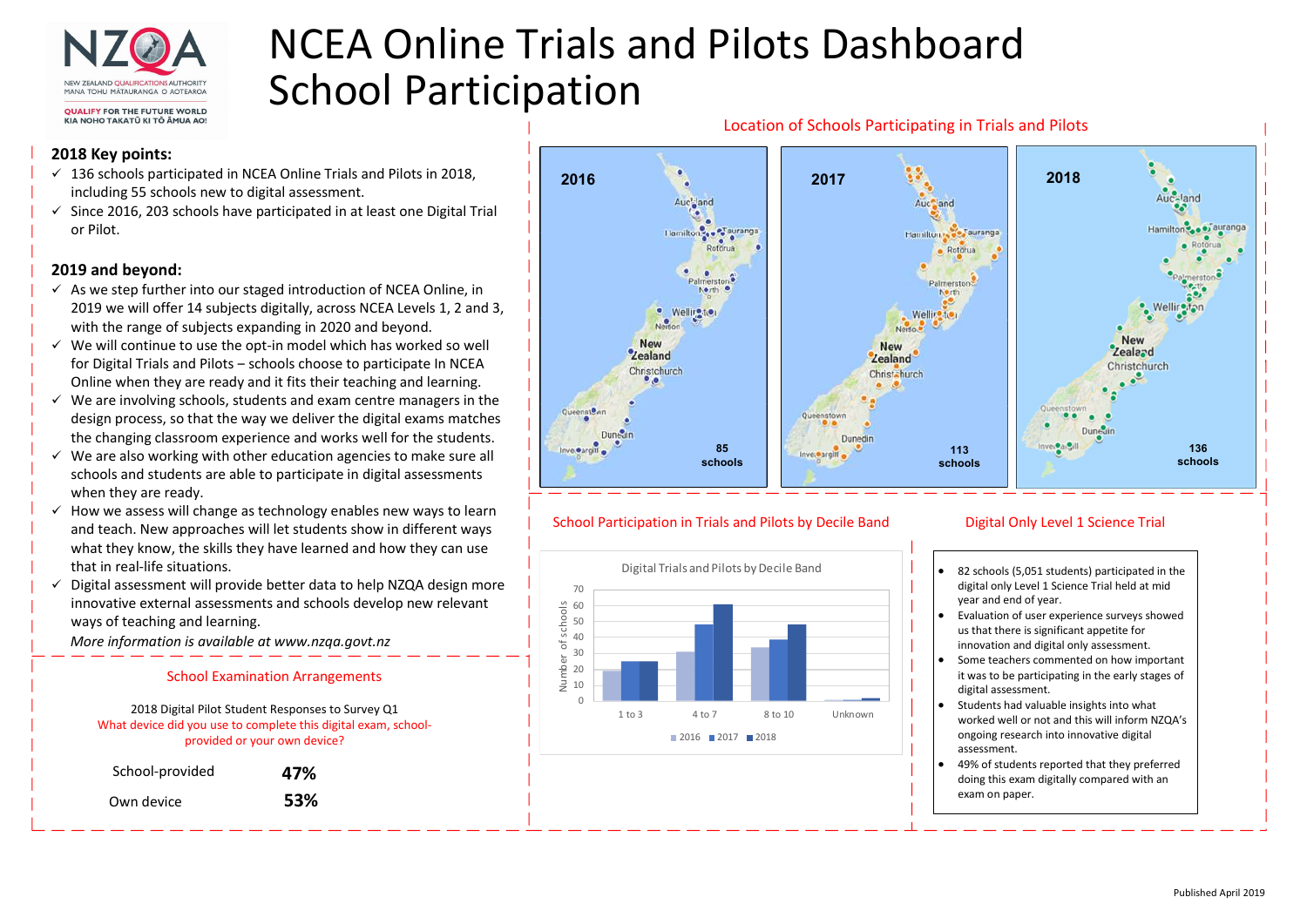NZQA
NEW ZEALAND QUALIFICATIONS AUTHORITY
MANA TOHU MĀTAURANGA O AOTEAROA
QUALIFY FOR THE FUTURE WORLD
KIA NOHO TAKATŪ KI TŌ ĀMUA AO!

# NCEA Online Trials and Pilots Dashboard School Participation

### 2018 Key points:

- ✓ 136 schools participated in NCEA Online Trials and Pilots in 2018, including 55 schools new to digital assessment.
- ✓ Since 2016, 203 schools have participated in at least one Digital Trial or Pilot.

### 2019 and beyond:

- ✓ As we step further into our staged introduction of NCEA Online, in 2019 we will offer 14 subjects digitally, across NCEA Levels 1, 2 and 3, with the range of subjects expanding in 2020 and beyond.
- ✓ We will continue to use the opt-in model which has worked so well for Digital Trials and Pilots – schools choose to participate In NCEA Online when they are ready and it fits their teaching and learning.
- ✓ We are involving schools, students and exam centre managers in the design process, so that the way we deliver the digital exams matches the changing classroom experience and works well for the students.
- ✓ We are also working with other education agencies to make sure all schools and students are able to participate in digital assessments when they are ready.
- ✓ How we assess will change as technology enables new ways to learn and teach. New approaches will let students show in different ways what they know, the skills they have learned and how they can use that in real-life situations.
- ✓ Digital assessment will provide better data to help NZQA design more innovative external assessments and schools develop new relevant ways of teaching and learning.

*More information is available at www.nzqa.govt.nz*

## School Examination Arrangements

2018 Digital Pilot Student Responses to Survey Q1

What device did you use to complete this digital exam, school-provided or your own device?

| | |
|---|---|
| School-provided | **47%** |
| Own device | **53%** |

## Location of Schools Participating in Trials and Pilots

2016
85 schools

2017
113 schools

2018
136 schools

## School Participation in Trials and Pilots by Decile Band

Digital Trials and Pilots by Decile Band

Number of schools

0 10 20 30 40 50 60 70

1 to 3
4 to 7
8 to 10
Unknown

2016 2017 2018

## Digital Only Level 1 Science Trial

- 82 schools (5,051 students) participated in the digital only Level 1 Science Trial held at mid year and end of year.
- Evaluation of user experience surveys showed us that there is significant appetite for innovation and digital only assessment.
- Some teachers commented on how important it was to be participating in the early stages of digital assessment.
- Students had valuable insights into what worked well or not and this will inform NZQA's ongoing research into innovative digital assessment.
- 49% of students reported that they preferred doing this exam digitally compared with an exam on paper.

Published April 2019